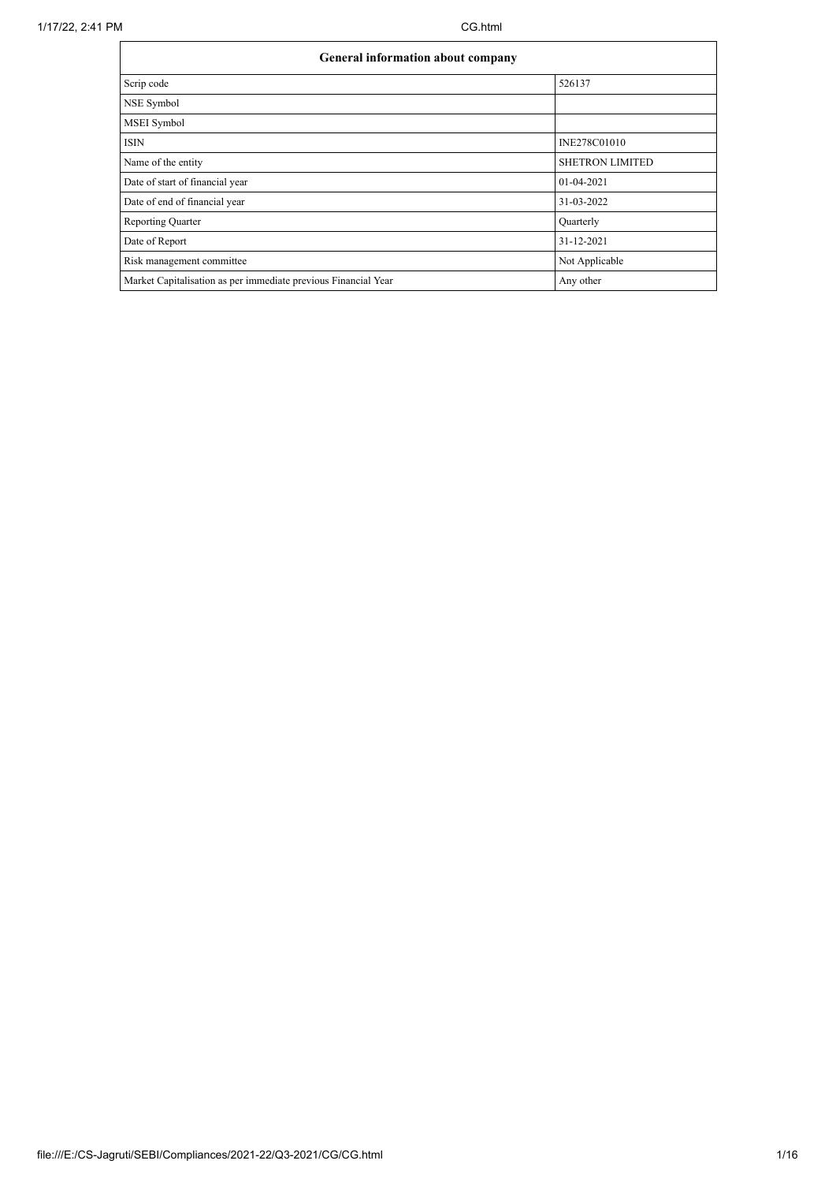| General information about company | |
|---|---|
| Scrip code | 526137 |
| NSE Symbol | |
| MSEI Symbol | |
| ISIN | INE278C01010 |
| Name of the entity | SHETRON LIMITED |
| Date of start of financial year | 01-04-2021 |
| Date of end of financial year | 31-03-2022 |
| Reporting Quarter | Quarterly |
| Date of Report | 31-12-2021 |
| Risk management committee | Not Applicable |
| Market Capitalisation as per immediate previous Financial Year | Any other |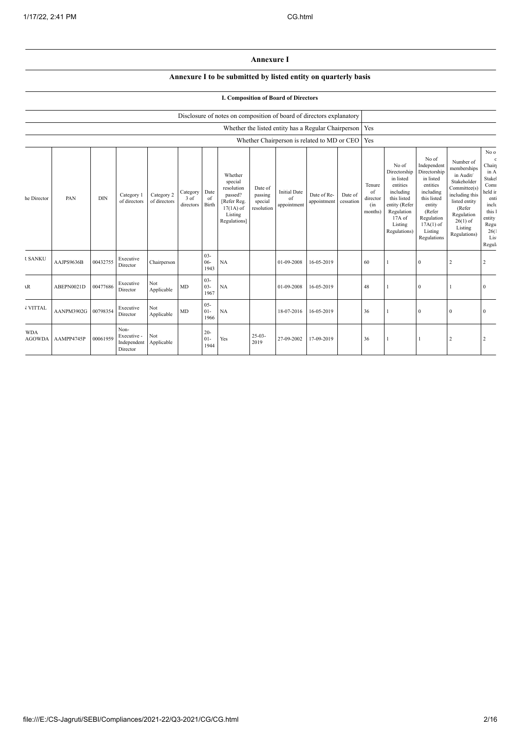# Annexure I

## Annexure I to be submitted by listed entity on quarterly basis

### I. Composition of Board of Directors

| Disclosure of notes on composition of board of directors explanatory | |
|---|---|
| Whether the listed entity has a Regular Chairperson | Yes |
| Whether Chairperson is related to MD or CEO | Yes |

| he Director | PAN | DIN | Category 1 of directors | Category 2 of directors | Category 3 of directors | Date of Birth | Whether special resolution passed? [Refer Reg. 17(1A) of Listing Regulations] | Date of passing special resolution | Initial Date of appointment | Date of Re-appointment | Date of cessation | Tenure of director (in months) | No of Directorship in listed entities including this listed entity (Refer Regulation 17A of Listing Regulations) | No of Independent Directorship in listed entities including this listed entity (Refer Regulation 17A(1) of Listing Regulations | Number of memberships in Audit/ Stakeholder Committee(s) including this listed entity (Refer Regulation 26(1) of Listing Regulations) | No o c Chair in A Stakel Comi held ir enti inclu this l entity Regu 26(1 Lis Regul |
|---|---|---|---|---|---|---|---|---|---|---|---|---|---|---|---|---|
| R SANKU | AAJPS9636B | 00432755 | Executive Director | Chairperson | | 03-06-1943 | NA | | 01-09-2008 | 16-05-2019 | | 60 | 1 | 0 | 2 | 2 |
| AR | ABEPN0021D | 00477686 | Executive Director | Not Applicable | MD | 03-03-1967 | NA | | 01-09-2008 | 16-05-2019 | | 48 | 1 | 0 | 1 | 0 |
| N VITTAL | AANPM3902G | 00798354 | Executive Director | Not Applicable | MD | 05-01-1966 | NA | | 18-07-2016 | 16-05-2019 | | 36 | 1 | 0 | 0 | 0 |
| WDA AGOWDA | AAMPP4745P | 00061959 | Non-Executive - Independent Director | Not Applicable | | 20-01-1944 | Yes | 25-03-2019 | 27-09-2002 | 17-09-2019 | | 36 | 1 | 1 | 2 | 2 |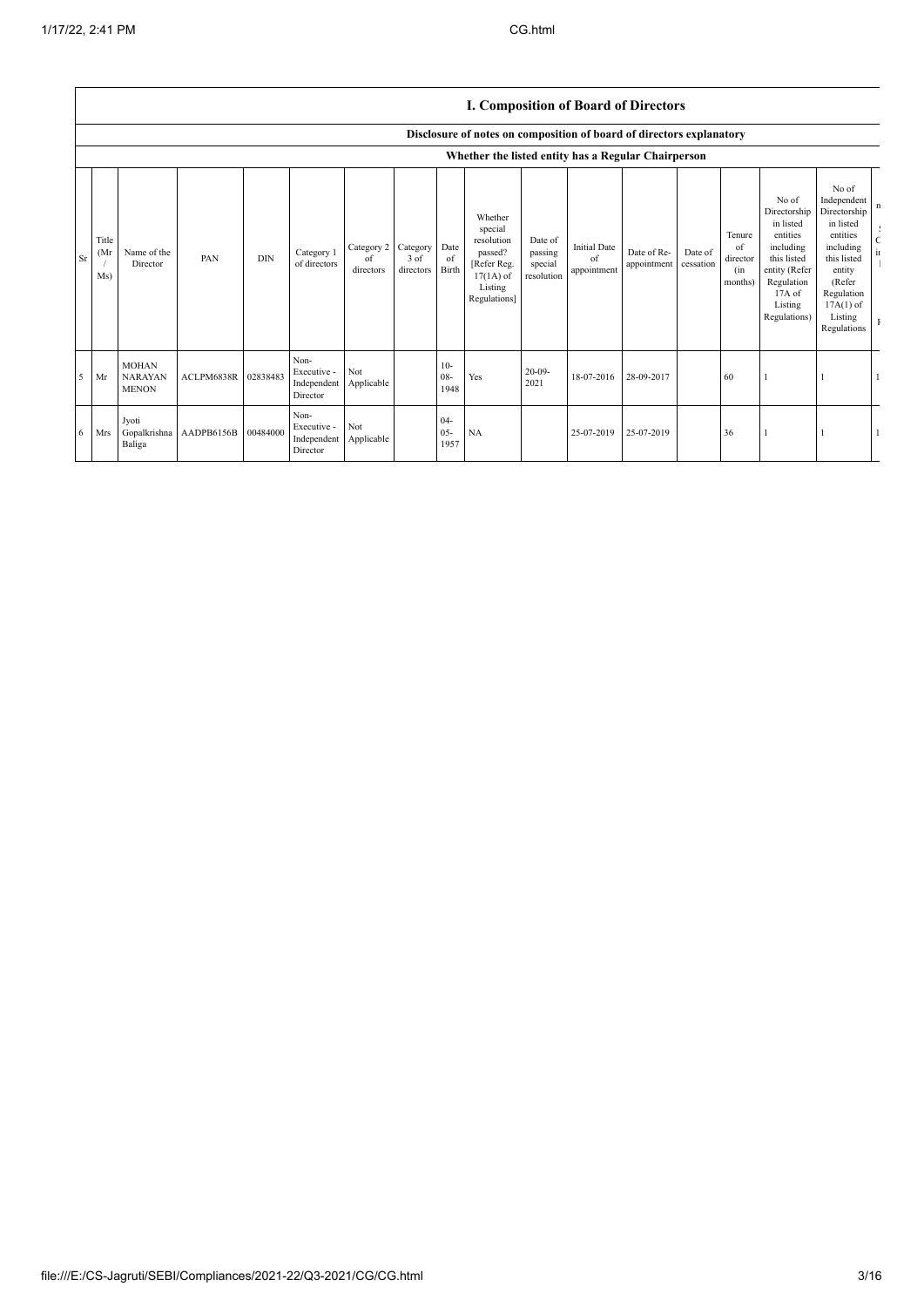## I. Composition of Board of Directors

### Disclosure of notes on composition of board of directors explanatory

### Whether the listed entity has a Regular Chairperson

| Sr | Title (Mr / Ms) | Name of the Director | PAN | DIN | Category 1 of directors | Category 2 of directors | Category 3 of directors | Date of Birth | Whether special resolution passed? [Refer Reg. 17(1A) of Listing Regulations] | Date of passing special resolution | Initial Date of appointment | Date of Re-appointment | Date of cessation | Tenure of director (in months) | No of Directorship in listed entities including this listed entity (Refer Regulation 17A of Listing Regulations) | No of Independent Directorship in listed entities including this listed entity (Refer Regulation 17A(1) of Listing Regulations | n |
|---|---|---|---|---|---|---|---|---|---|---|---|---|---|---|---|---|---|
| 5 | Mr | MOHAN NARAYAN MENON | ACLPM6838R | 02838483 | Non-Executive - Independent Director | Not Applicable | | 10-08-1948 | Yes | 20-09-2021 | 18-07-2016 | 28-09-2017 | | 60 | 1 | 1 | 1 |
| 6 | Mrs | Jyoti Gopalkrishna Baliga | AADPB6156B | 00484000 | Non-Executive - Independent Director | Not Applicable | | 04-05-1957 | NA | | 25-07-2019 | 25-07-2019 | | 36 | 1 | 1 | 1 |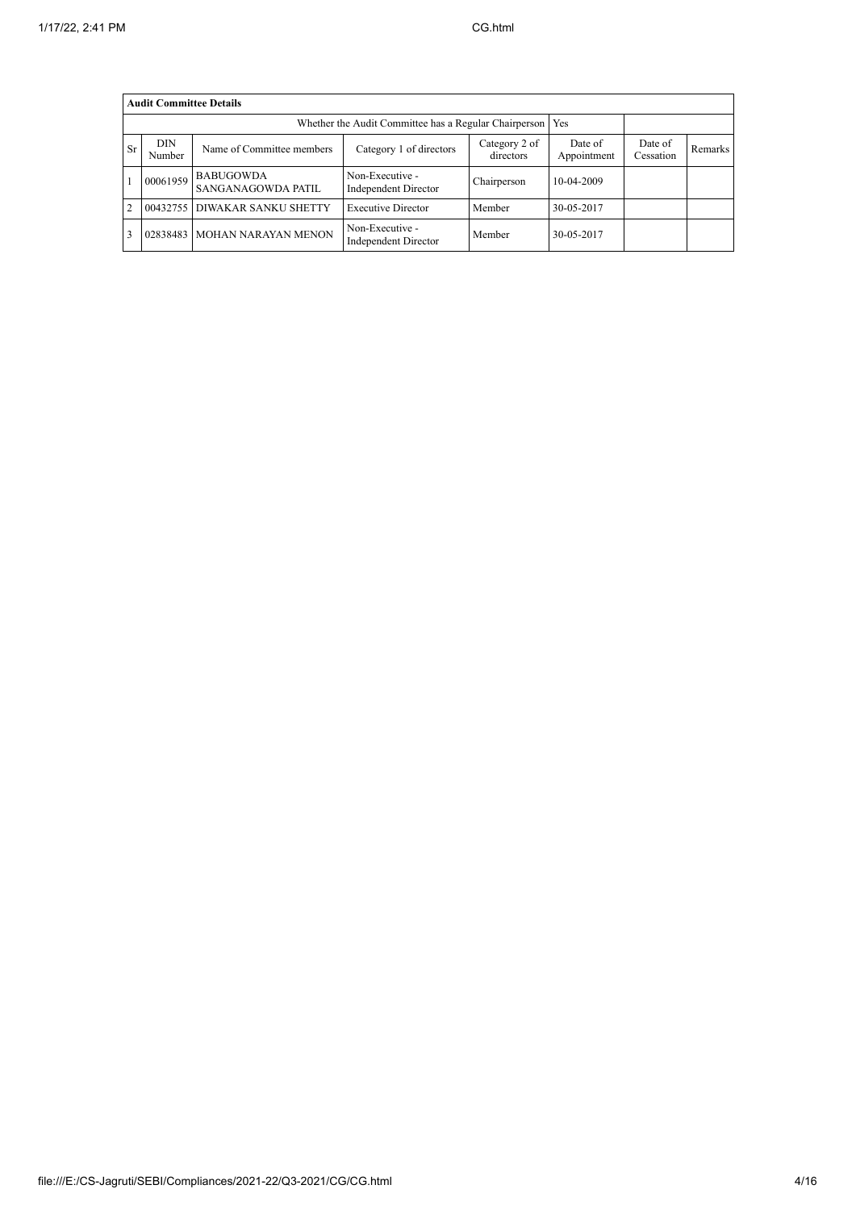| Audit Committee Details | | | | | | | |
|---|---|---|---|---|---|---|---|
| Whether the Audit Committee has a Regular Chairperson | | | | | Yes | | |
| Sr | DIN Number | Name of Committee members | Category 1 of directors | Category 2 of directors | Date of Appointment | Date of Cessation | Remarks |
| 1 | 00061959 | BABUGOWDA SANGANAGOWDA PATIL | Non-Executive - Independent Director | Chairperson | 10-04-2009 | | |
| 2 | 00432755 | DIWAKAR SANKU SHETTY | Executive Director | Member | 30-05-2017 | | |
| 3 | 02838483 | MOHAN NARAYAN MENON | Non-Executive - Independent Director | Member | 30-05-2017 | | |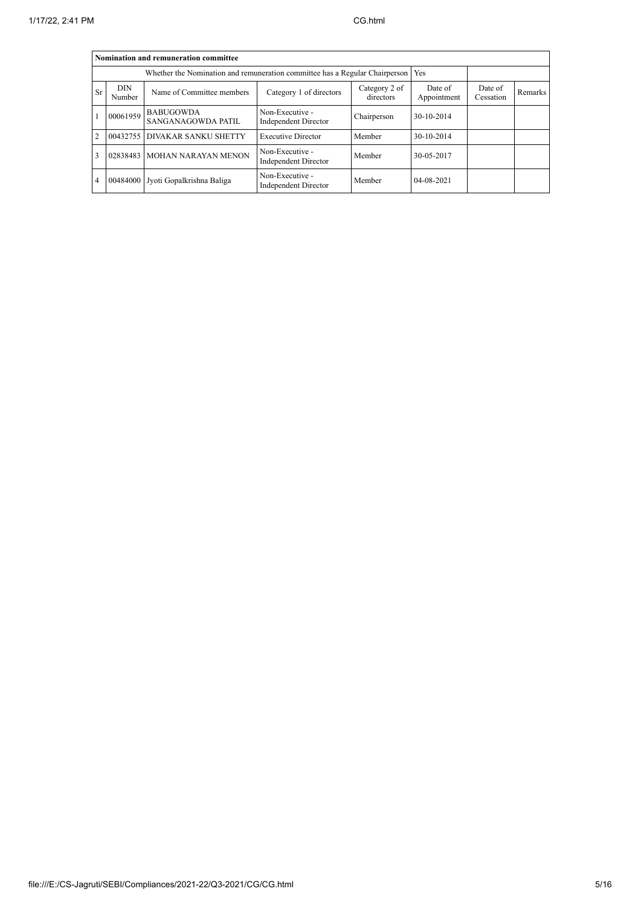| Nomination and remuneration committee | | | | | | | |
|---|---|---|---|---|---|---|---|
| Whether the Nomination and remuneration committee has a Regular Chairperson | | | | | Yes | | |
| Sr | DIN Number | Name of Committee members | Category 1 of directors | Category 2 of directors | Date of Appointment | Date of Cessation | Remarks |
| 1 | 00061959 | BABUGOWDA SANGANAGOWDA PATIL | Non-Executive - Independent Director | Chairperson | 30-10-2014 | | |
| 2 | 00432755 | DIVAKAR SANKU SHETTY | Executive Director | Member | 30-10-2014 | | |
| 3 | 02838483 | MOHAN NARAYAN MENON | Non-Executive - Independent Director | Member | 30-05-2017 | | |
| 4 | 00484000 | Jyoti Gopalkrishna Baliga | Non-Executive - Independent Director | Member | 04-08-2021 | | |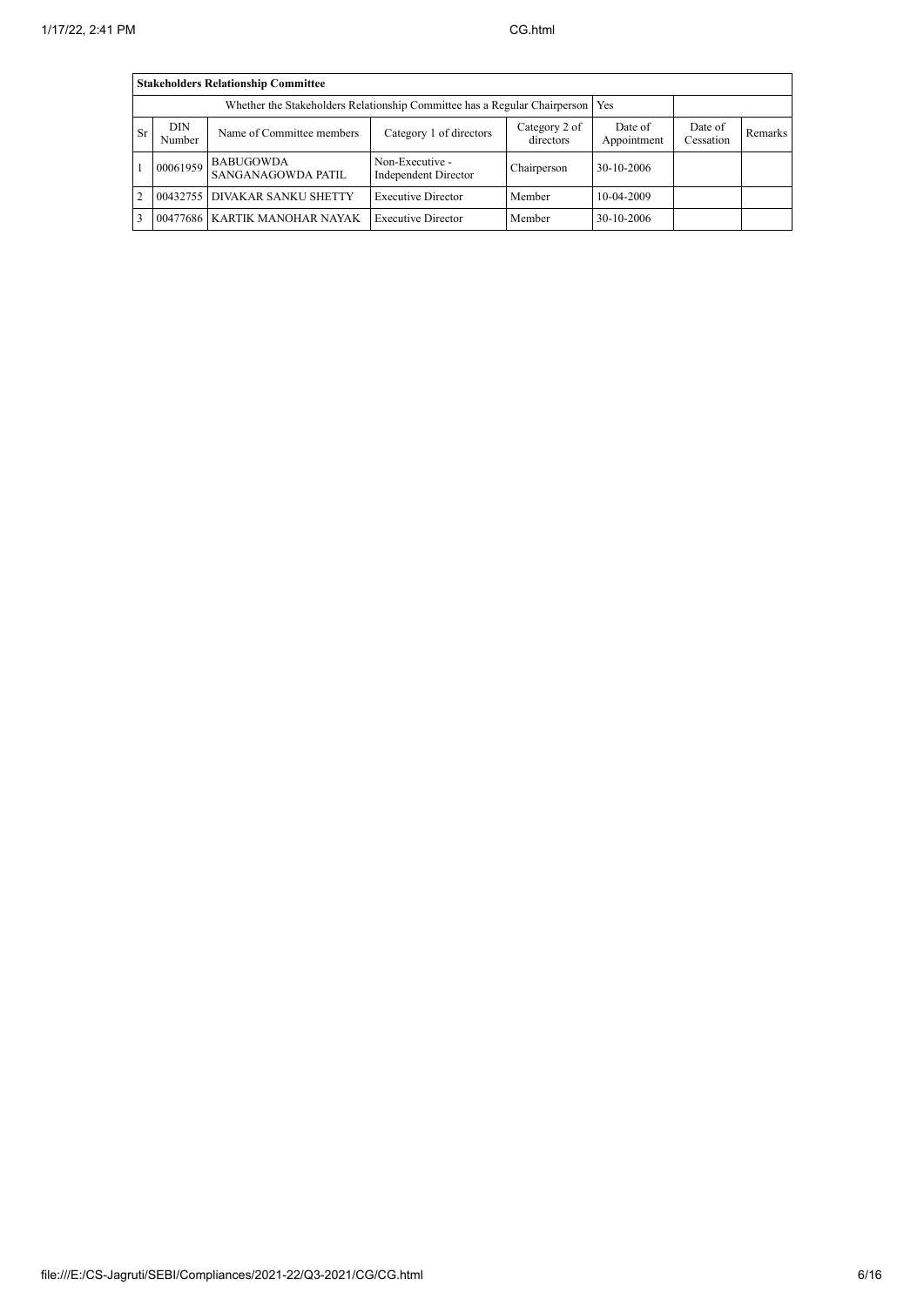| Stakeholders Relationship Committee | | | | | | | |
|---|---|---|---|---|---|---|---|
| Whether the Stakeholders Relationship Committee has a Regular Chairperson | | | | | Yes | | |
| Sr | DIN Number | Name of Committee members | Category 1 of directors | Category 2 of directors | Date of Appointment | Date of Cessation | Remarks |
| 1 | 00061959 | BABUGOWDA SANGANAGOWDA PATIL | Non-Executive - Independent Director | Chairperson | 30-10-2006 | | |
| 2 | 00432755 | DIVAKAR SANKU SHETTY | Executive Director | Member | 10-04-2009 | | |
| 3 | 00477686 | KARTIK MANOHAR NAYAK | Executive Director | Member | 30-10-2006 | | |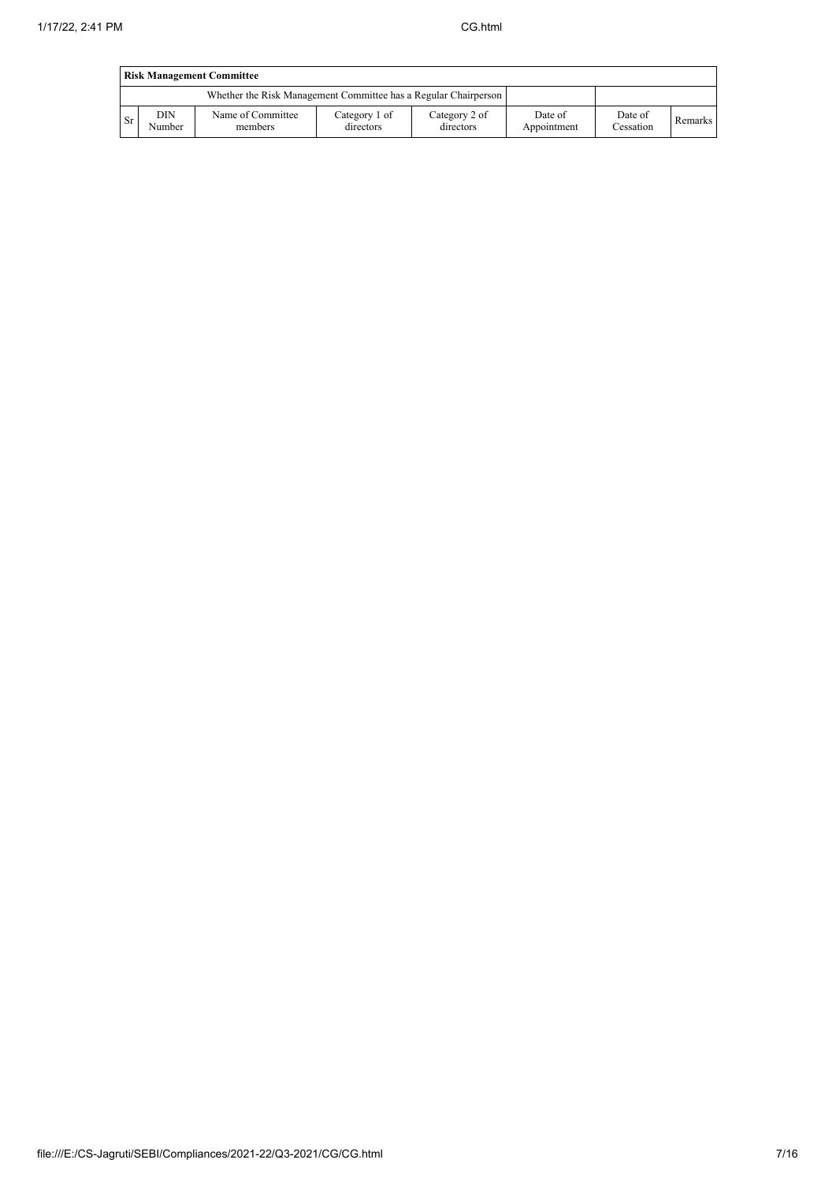| Risk Management Committee | | | | | | | |
|---|---|---|---|---|---|---|---|
| Whether the Risk Management Committee has a Regular Chairperson | | | | | | | |
| Sr | DIN Number | Name of Committee members | Category 1 of directors | Category 2 of directors | Date of Appointment | Date of Cessation | Remarks |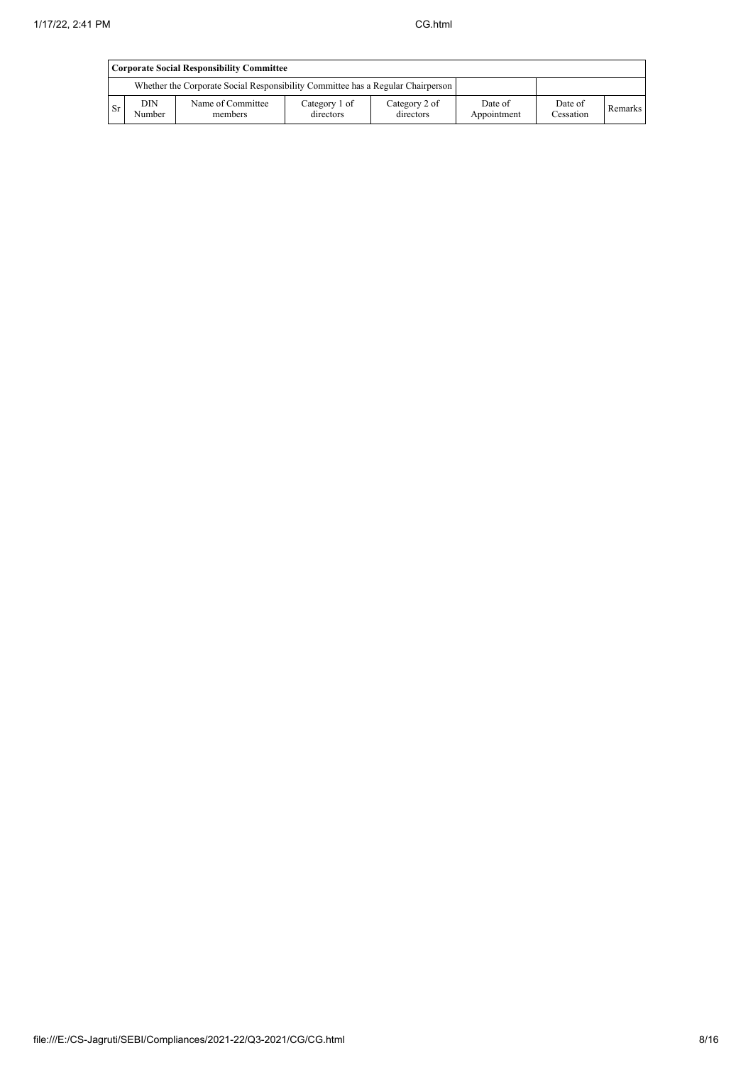| Corporate Social Responsibility Committee | | | | | | | |
|---|---|---|---|---|---|---|---|
| Whether the Corporate Social Responsibility Committee has a Regular Chairperson | | | | | | | |
| Sr | DIN Number | Name of Committee members | Category 1 of directors | Category 2 of directors | Date of Appointment | Date of Cessation | Remarks |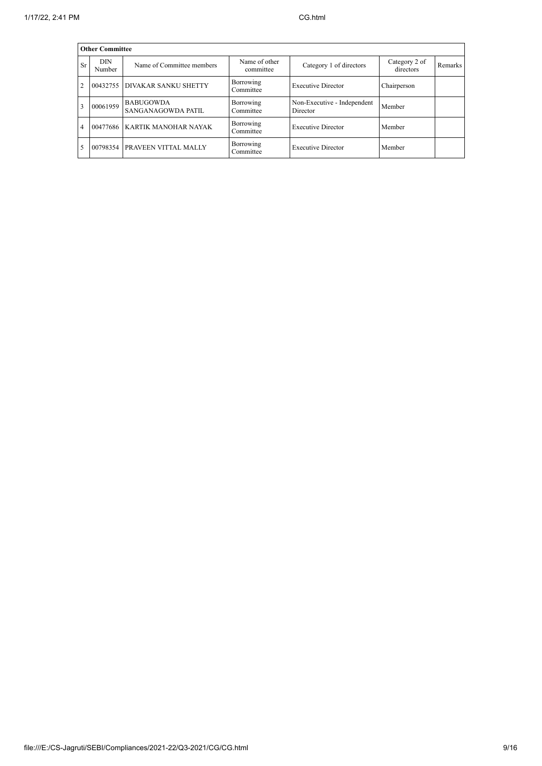| Other Committee | | | | | | |
|---|---|---|---|---|---|---|
| Sr | DIN Number | Name of Committee members | Name of other committee | Category 1 of directors | Category 2 of directors | Remarks |
| 2 | 00432755 | DIVAKAR SANKU SHETTY | Borrowing Committee | Executive Director | Chairperson | |
| 3 | 00061959 | BABUGOWDA SANGANAGOWDA PATIL | Borrowing Committee | Non-Executive - Independent Director | Member | |
| 4 | 00477686 | KARTIK MANOHAR NAYAK | Borrowing Committee | Executive Director | Member | |
| 5 | 00798354 | PRAVEEN VITTAL MALLY | Borrowing Committee | Executive Director | Member | |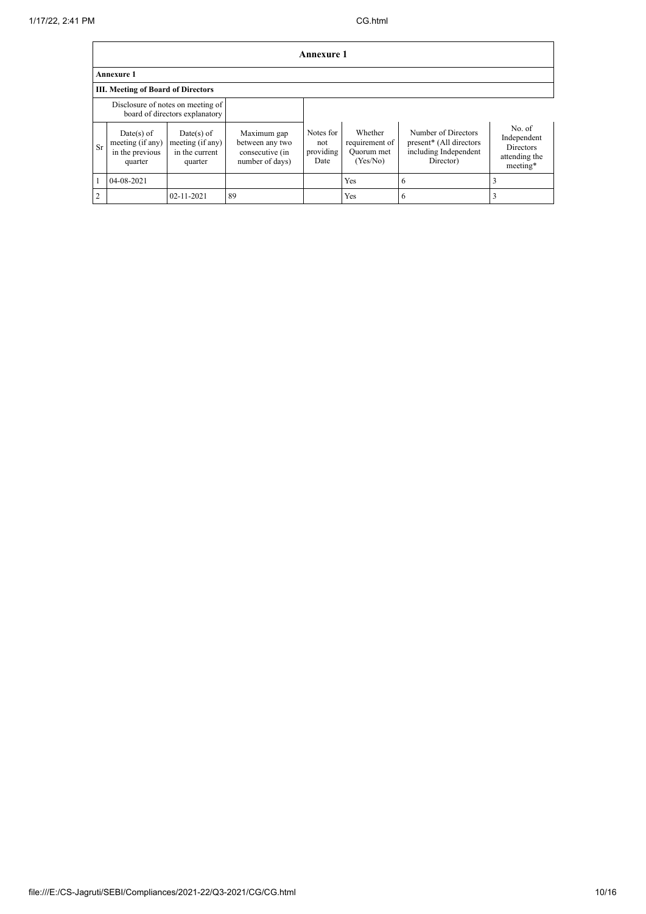# Annexure 1

## Annexure 1

### III. Meeting of Board of Directors

| Disclosure of notes on meeting of board of directors explanatory | | | | | | | |
|---|---|---|---|---|---|---|---|
| Sr | Date(s) of meeting (if any) in the previous quarter | Date(s) of meeting (if any) in the current quarter | Maximum gap between any two consecutive (in number of days) | Notes for not providing Date | Whether requirement of Quorum met (Yes/No) | Number of Directors present* (All directors including Independent Director) | No. of Independent Directors attending the meeting* |
| 1 | 04-08-2021 | | | | Yes | 6 | 3 |
| 2 | | 02-11-2021 | 89 | | Yes | 6 | 3 |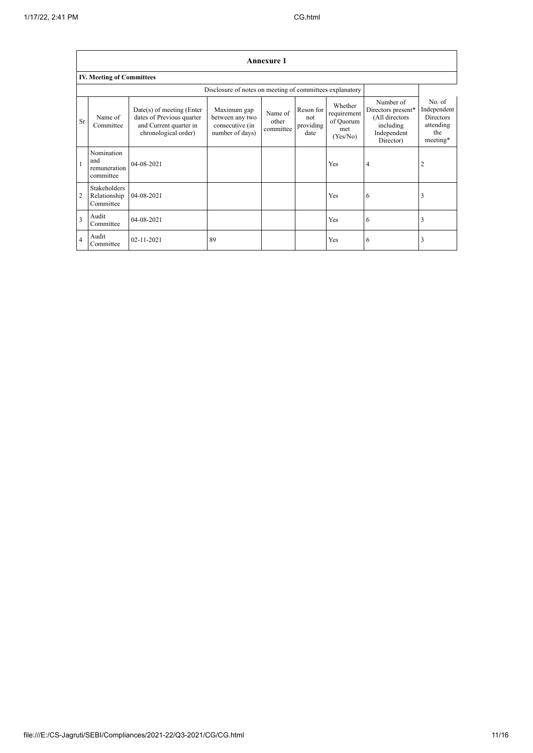## Annexure 1

### IV. Meeting of Committees

| | | | Disclosure of notes on meeting of committees explanatory | | | | | |
|---|---|---|---|---|---|---|---|---|
| Sr | Name of Committee | Date(s) of meeting (Enter dates of Previous quarter and Current quarter in chronological order) | Maximum gap between any two consecutive (in number of days) | Name of other committee | Reson for not providing date | Whether requirement of Quorum met (Yes/No) | Number of Directors present* (All directors including Independent Director) | No. of Independent Directors attending the meeting* |
| 1 | Nomination and remuneration committee | 04-08-2021 | | | | Yes | 4 | 2 |
| 2 | Stakeholders Relationship Committee | 04-08-2021 | | | | Yes | 6 | 3 |
| 3 | Audit Committee | 04-08-2021 | | | | Yes | 6 | 3 |
| 4 | Audit Committee | 02-11-2021 | 89 | | | Yes | 6 | 3 |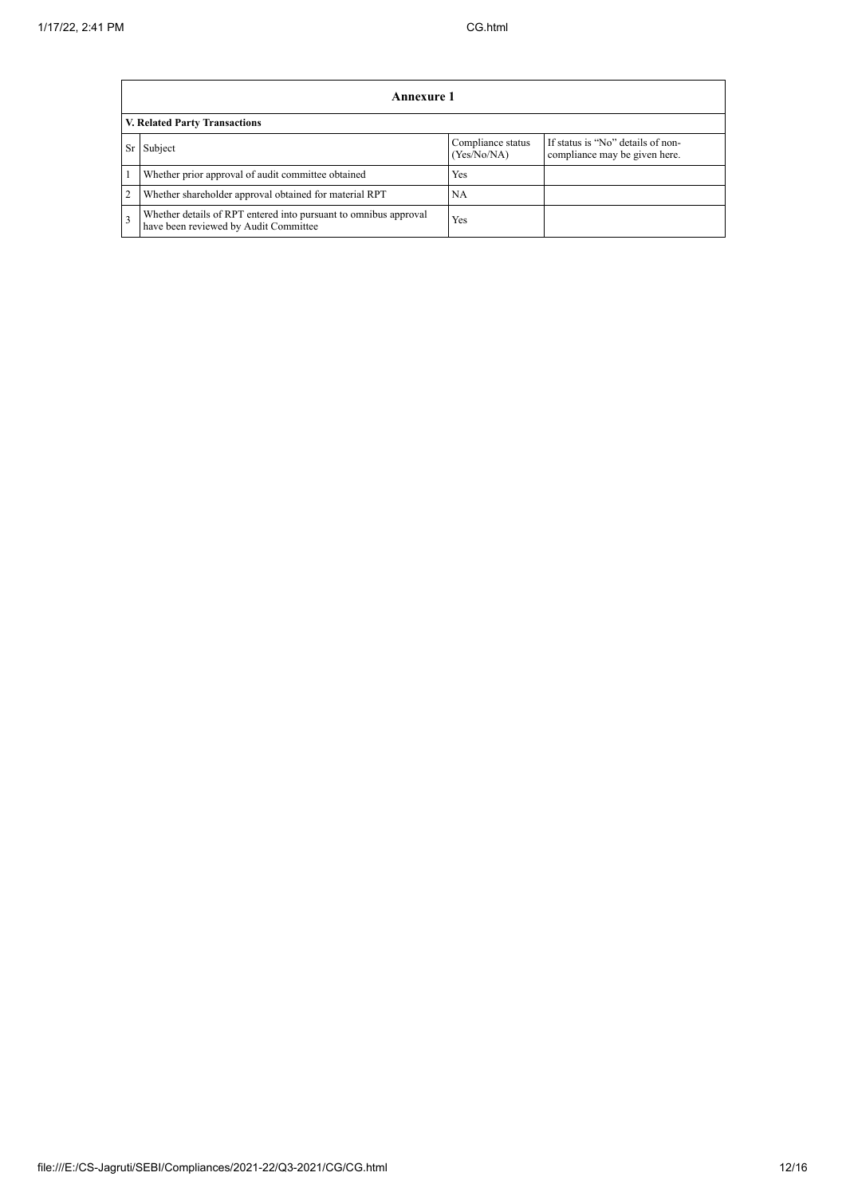| Annexure 1 | | | |
|---|---|---|---|
| **V. Related Party Transactions** | | | |
| Sr | Subject | Compliance status (Yes/No/NA) | If status is "No" details of non-compliance may be given here. |
| 1 | Whether prior approval of audit committee obtained | Yes | |
| 2 | Whether shareholder approval obtained for material RPT | NA | |
| 3 | Whether details of RPT entered into pursuant to omnibus approval have been reviewed by Audit Committee | Yes | |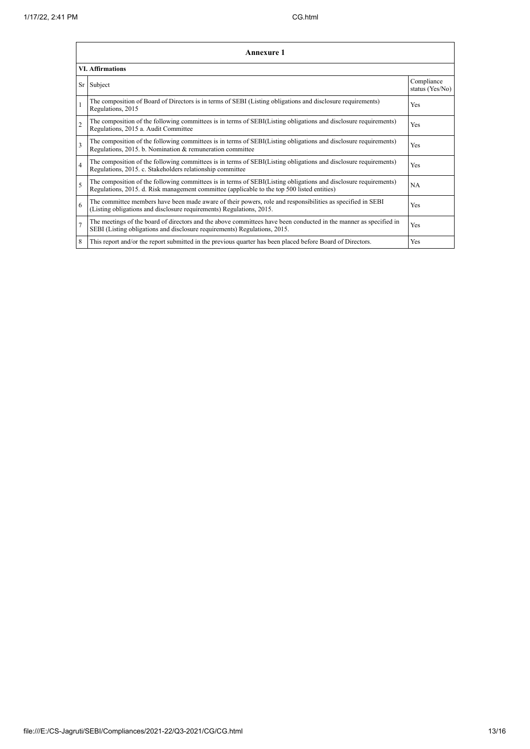## Annexure 1

### VI. Affirmations

| Sr | Subject | Compliance status (Yes/No) |
|---|---|---|
| 1 | The composition of Board of Directors is in terms of SEBI (Listing obligations and disclosure requirements) Regulations, 2015 | Yes |
| 2 | The composition of the following committees is in terms of SEBI(Listing obligations and disclosure requirements) Regulations, 2015 a. Audit Committee | Yes |
| 3 | The composition of the following committees is in terms of SEBI(Listing obligations and disclosure requirements) Regulations, 2015. b. Nomination & remuneration committee | Yes |
| 4 | The composition of the following committees is in terms of SEBI(Listing obligations and disclosure requirements) Regulations, 2015. c. Stakeholders relationship committee | Yes |
| 5 | The composition of the following committees is in terms of SEBI(Listing obligations and disclosure requirements) Regulations, 2015. d. Risk management committee (applicable to the top 500 listed entities) | NA |
| 6 | The committee members have been made aware of their powers, role and responsibilities as specified in SEBI (Listing obligations and disclosure requirements) Regulations, 2015. | Yes |
| 7 | The meetings of the board of directors and the above committees have been conducted in the manner as specified in SEBI (Listing obligations and disclosure requirements) Regulations, 2015. | Yes |
| 8 | This report and/or the report submitted in the previous quarter has been placed before Board of Directors. | Yes |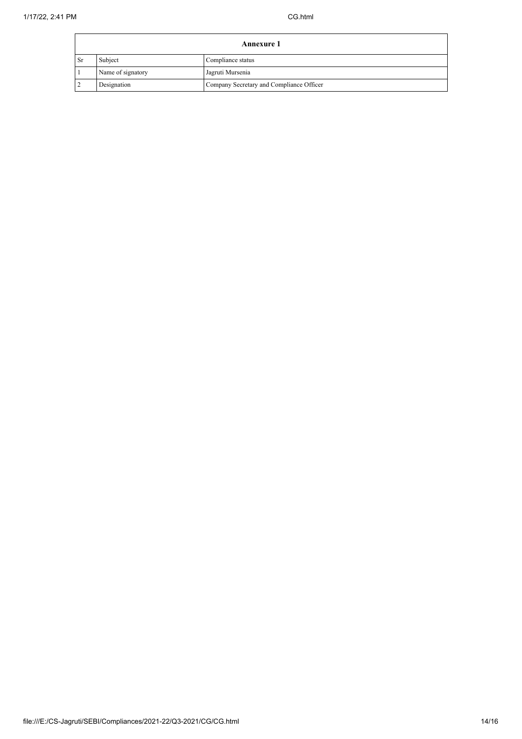| Annexure 1 | | |
|---|---|---|
| Sr | Subject | Compliance status |
| 1 | Name of signatory | Jagruti Mursenia |
| 2 | Designation | Company Secretary and Compliance Officer |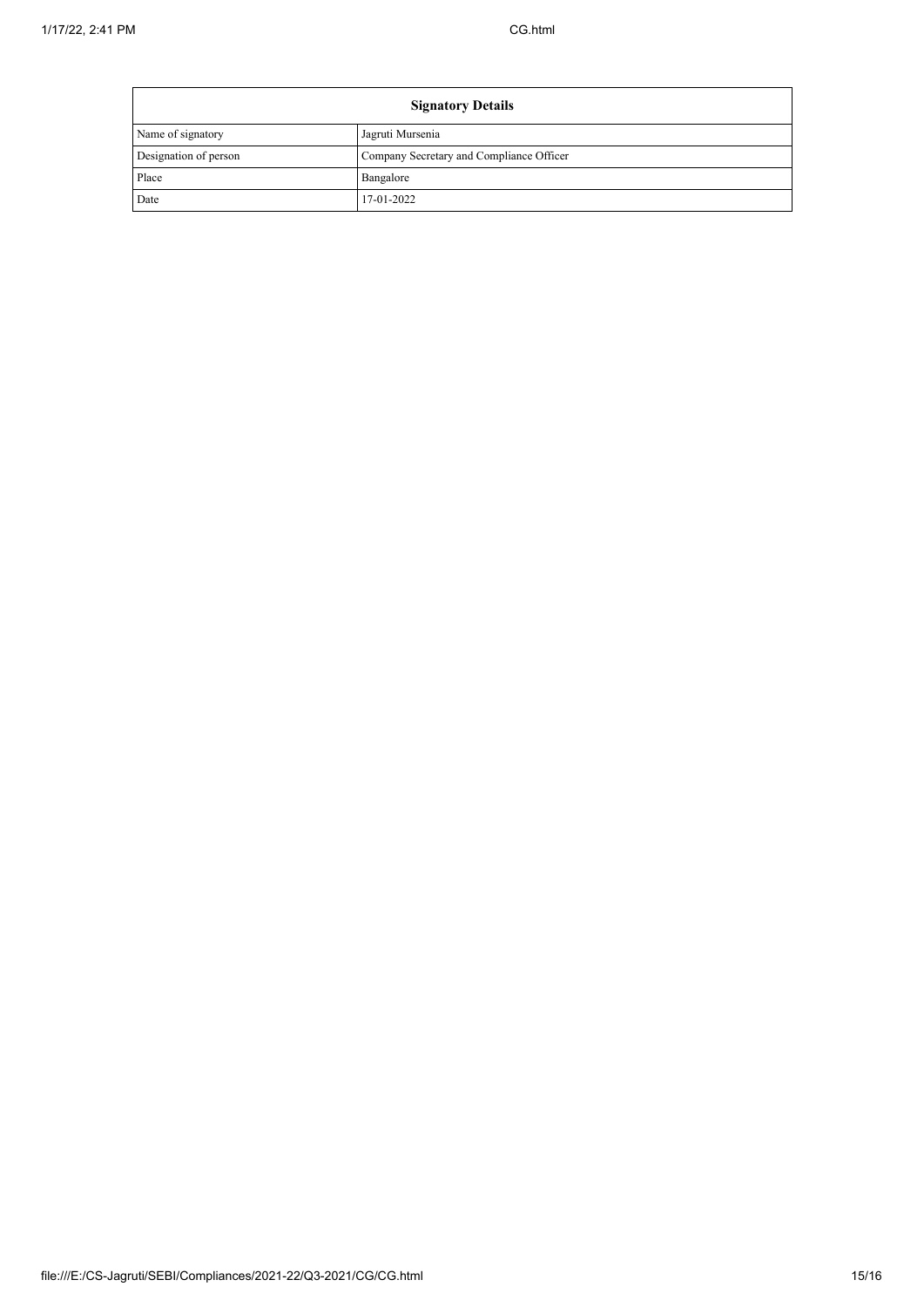| Signatory Details | |
|---|---|
| Name of signatory | Jagruti Mursenia |
| Designation of person | Company Secretary and Compliance Officer |
| Place | Bangalore |
| Date | 17-01-2022 |